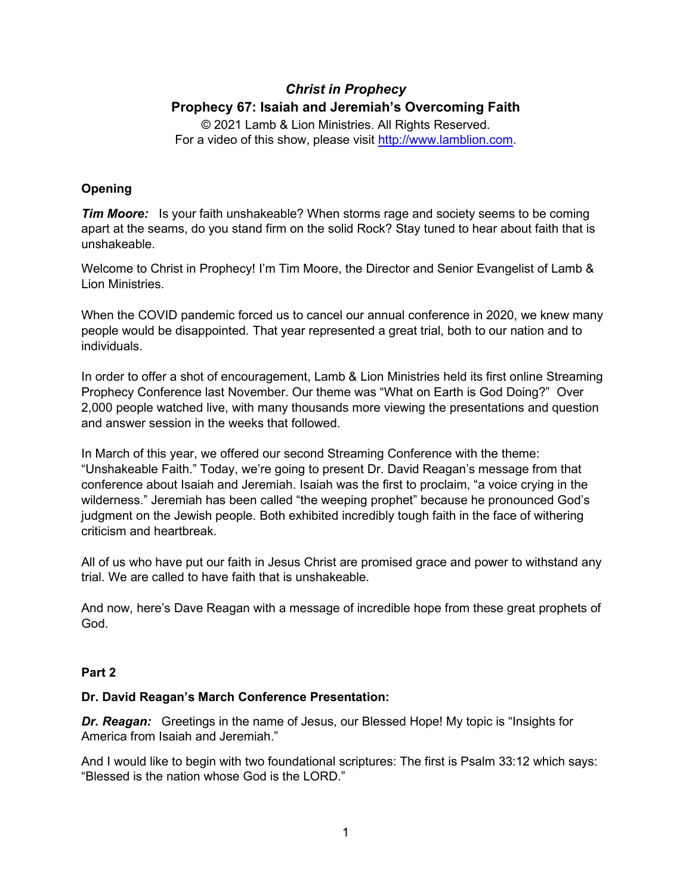# *Christ in Prophecy*

## Prophecy 67: Isaiah and Jeremiah's Overcoming Faith

© 2021 Lamb & Lion Ministries. All Rights Reserved.
For a video of this show, please visit http://www.lamblion.com.

### Opening

***Tim Moore:*** Is your faith unshakeable? When storms rage and society seems to be coming apart at the seams, do you stand firm on the solid Rock? Stay tuned to hear about faith that is unshakeable.

Welcome to Christ in Prophecy! I'm Tim Moore, the Director and Senior Evangelist of Lamb & Lion Ministries.

When the COVID pandemic forced us to cancel our annual conference in 2020, we knew many people would be disappointed. That year represented a great trial, both to our nation and to individuals.

In order to offer a shot of encouragement, Lamb & Lion Ministries held its first online Streaming Prophecy Conference last November. Our theme was "What on Earth is God Doing?" Over 2,000 people watched live, with many thousands more viewing the presentations and question and answer session in the weeks that followed.

In March of this year, we offered our second Streaming Conference with the theme: "Unshakeable Faith." Today, we're going to present Dr. David Reagan's message from that conference about Isaiah and Jeremiah. Isaiah was the first to proclaim, "a voice crying in the wilderness." Jeremiah has been called "the weeping prophet" because he pronounced God's judgment on the Jewish people. Both exhibited incredibly tough faith in the face of withering criticism and heartbreak.

All of us who have put our faith in Jesus Christ are promised grace and power to withstand any trial. We are called to have faith that is unshakeable.

And now, here's Dave Reagan with a message of incredible hope from these great prophets of God.

### Part 2

**Dr. David Reagan's March Conference Presentation:**

***Dr. Reagan:*** Greetings in the name of Jesus, our Blessed Hope! My topic is "Insights for America from Isaiah and Jeremiah."

And I would like to begin with two foundational scriptures: The first is Psalm 33:12 which says: "Blessed is the nation whose God is the LORD."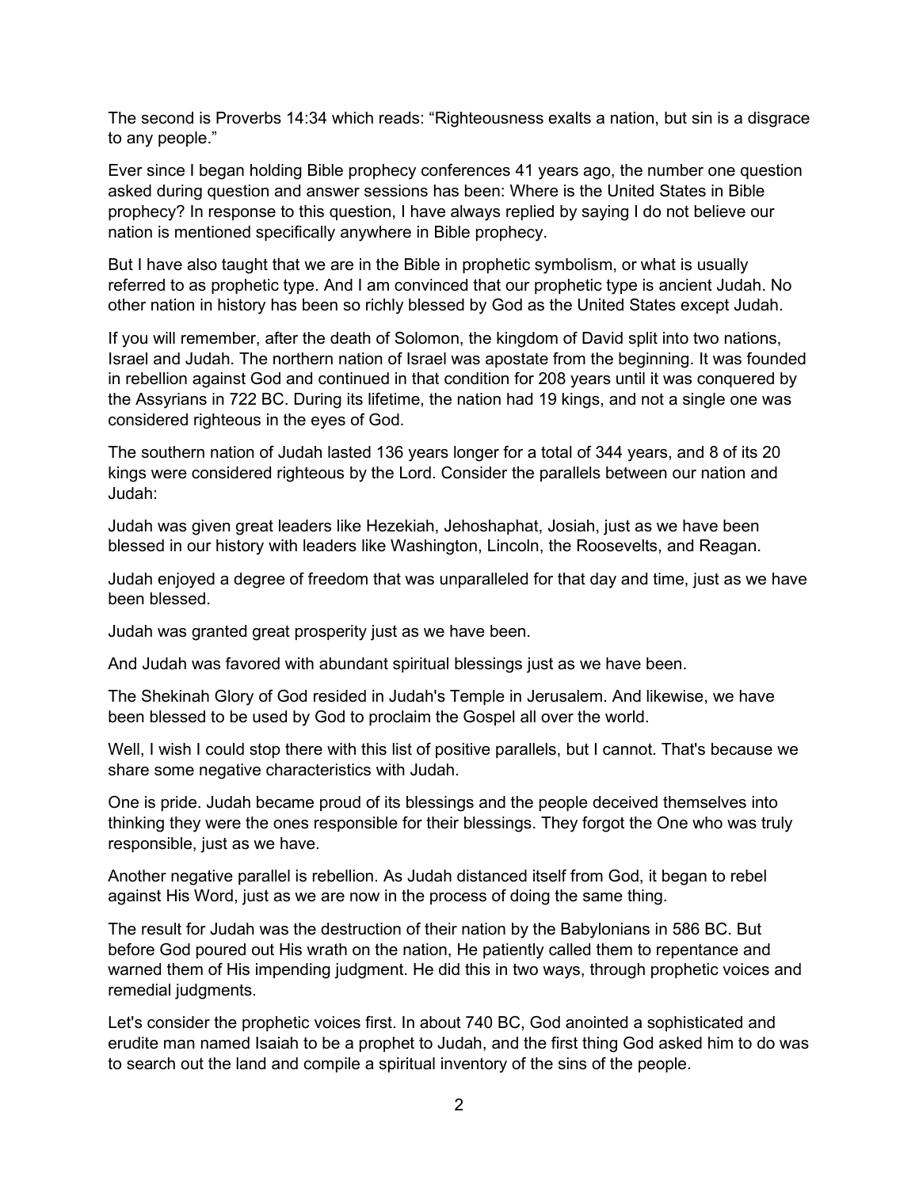The second is Proverbs 14:34 which reads: "Righteousness exalts a nation, but sin is a disgrace to any people."

Ever since I began holding Bible prophecy conferences 41 years ago, the number one question asked during question and answer sessions has been: Where is the United States in Bible prophecy? In response to this question, I have always replied by saying I do not believe our nation is mentioned specifically anywhere in Bible prophecy.

But I have also taught that we are in the Bible in prophetic symbolism, or what is usually referred to as prophetic type. And I am convinced that our prophetic type is ancient Judah. No other nation in history has been so richly blessed by God as the United States except Judah.

If you will remember, after the death of Solomon, the kingdom of David split into two nations, Israel and Judah. The northern nation of Israel was apostate from the beginning. It was founded in rebellion against God and continued in that condition for 208 years until it was conquered by the Assyrians in 722 BC. During its lifetime, the nation had 19 kings, and not a single one was considered righteous in the eyes of God.

The southern nation of Judah lasted 136 years longer for a total of 344 years, and 8 of its 20 kings were considered righteous by the Lord. Consider the parallels between our nation and Judah:

Judah was given great leaders like Hezekiah, Jehoshaphat, Josiah, just as we have been blessed in our history with leaders like Washington, Lincoln, the Roosevelts, and Reagan.

Judah enjoyed a degree of freedom that was unparalleled for that day and time, just as we have been blessed.

Judah was granted great prosperity just as we have been.

And Judah was favored with abundant spiritual blessings just as we have been.

The Shekinah Glory of God resided in Judah's Temple in Jerusalem. And likewise, we have been blessed to be used by God to proclaim the Gospel all over the world.

Well, I wish I could stop there with this list of positive parallels, but I cannot. That's because we share some negative characteristics with Judah.

One is pride. Judah became proud of its blessings and the people deceived themselves into thinking they were the ones responsible for their blessings. They forgot the One who was truly responsible, just as we have.

Another negative parallel is rebellion. As Judah distanced itself from God, it began to rebel against His Word, just as we are now in the process of doing the same thing.

The result for Judah was the destruction of their nation by the Babylonians in 586 BC. But before God poured out His wrath on the nation, He patiently called them to repentance and warned them of His impending judgment. He did this in two ways, through prophetic voices and remedial judgments.

Let's consider the prophetic voices first. In about 740 BC, God anointed a sophisticated and erudite man named Isaiah to be a prophet to Judah, and the first thing God asked him to do was to search out the land and compile a spiritual inventory of the sins of the people.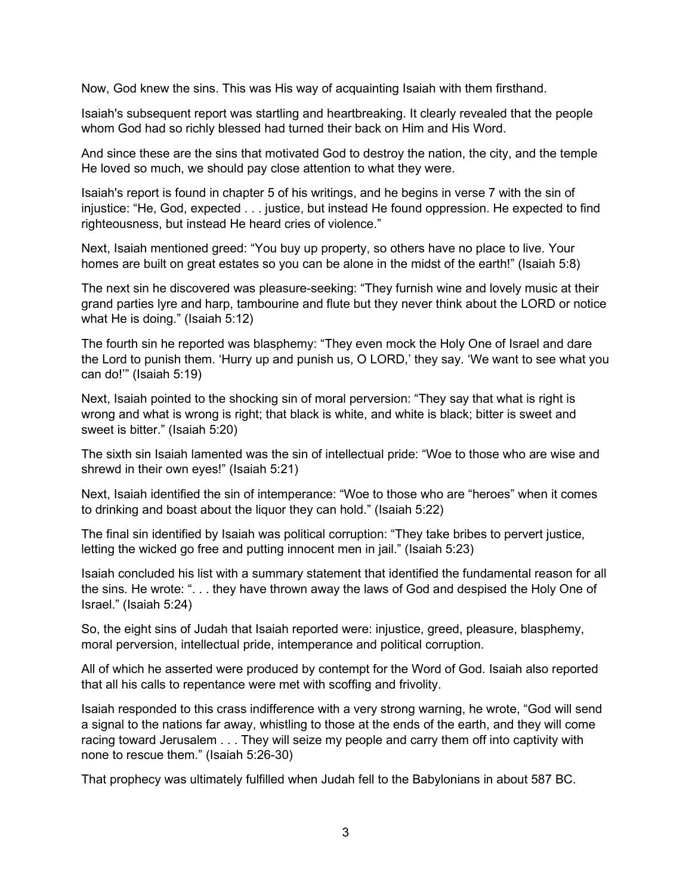Now, God knew the sins. This was His way of acquainting Isaiah with them firsthand.

Isaiah's subsequent report was startling and heartbreaking. It clearly revealed that the people whom God had so richly blessed had turned their back on Him and His Word.

And since these are the sins that motivated God to destroy the nation, the city, and the temple He loved so much, we should pay close attention to what they were.

Isaiah's report is found in chapter 5 of his writings, and he begins in verse 7 with the sin of injustice: "He, God, expected . . . justice, but instead He found oppression. He expected to find righteousness, but instead He heard cries of violence."

Next, Isaiah mentioned greed: "You buy up property, so others have no place to live. Your homes are built on great estates so you can be alone in the midst of the earth!" (Isaiah 5:8)

The next sin he discovered was pleasure-seeking: "They furnish wine and lovely music at their grand parties lyre and harp, tambourine and flute but they never think about the LORD or notice what He is doing." (Isaiah 5:12)

The fourth sin he reported was blasphemy: "They even mock the Holy One of Israel and dare the Lord to punish them. 'Hurry up and punish us, O LORD,' they say. 'We want to see what you can do!'" (Isaiah 5:19)

Next, Isaiah pointed to the shocking sin of moral perversion: "They say that what is right is wrong and what is wrong is right; that black is white, and white is black; bitter is sweet and sweet is bitter." (Isaiah 5:20)

The sixth sin Isaiah lamented was the sin of intellectual pride: "Woe to those who are wise and shrewd in their own eyes!" (Isaiah 5:21)

Next, Isaiah identified the sin of intemperance: "Woe to those who are "heroes" when it comes to drinking and boast about the liquor they can hold." (Isaiah 5:22)

The final sin identified by Isaiah was political corruption: "They take bribes to pervert justice, letting the wicked go free and putting innocent men in jail." (Isaiah 5:23)

Isaiah concluded his list with a summary statement that identified the fundamental reason for all the sins. He wrote: ". . . they have thrown away the laws of God and despised the Holy One of Israel." (Isaiah 5:24)

So, the eight sins of Judah that Isaiah reported were: injustice, greed, pleasure, blasphemy, moral perversion, intellectual pride, intemperance and political corruption.

All of which he asserted were produced by contempt for the Word of God. Isaiah also reported that all his calls to repentance were met with scoffing and frivolity.

Isaiah responded to this crass indifference with a very strong warning, he wrote, "God will send a signal to the nations far away, whistling to those at the ends of the earth, and they will come racing toward Jerusalem . . . They will seize my people and carry them off into captivity with none to rescue them." (Isaiah 5:26-30)

That prophecy was ultimately fulfilled when Judah fell to the Babylonians in about 587 BC.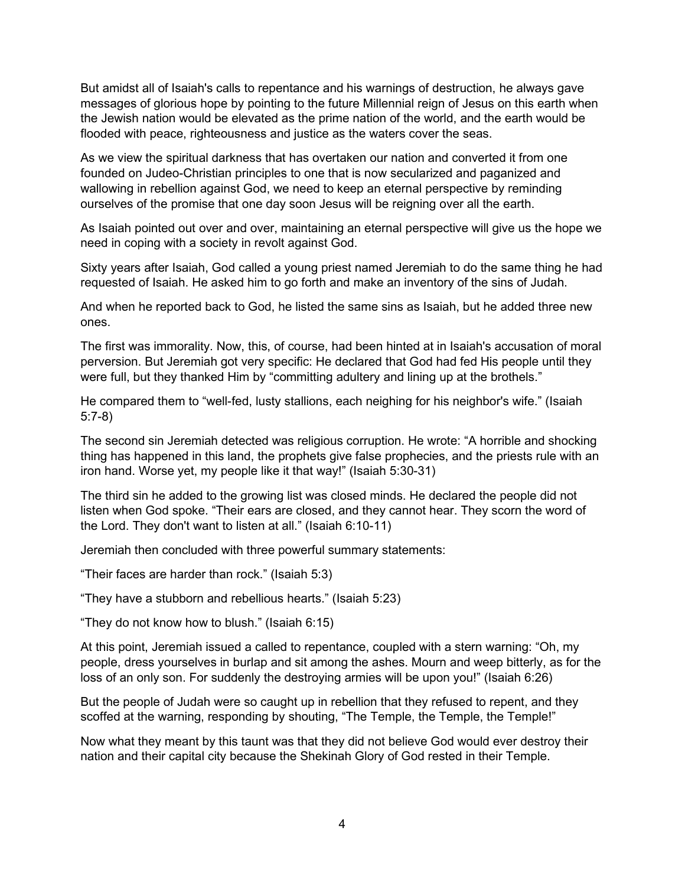But amidst all of Isaiah's calls to repentance and his warnings of destruction, he always gave messages of glorious hope by pointing to the future Millennial reign of Jesus on this earth when the Jewish nation would be elevated as the prime nation of the world, and the earth would be flooded with peace, righteousness and justice as the waters cover the seas.

As we view the spiritual darkness that has overtaken our nation and converted it from one founded on Judeo-Christian principles to one that is now secularized and paganized and wallowing in rebellion against God, we need to keep an eternal perspective by reminding ourselves of the promise that one day soon Jesus will be reigning over all the earth.

As Isaiah pointed out over and over, maintaining an eternal perspective will give us the hope we need in coping with a society in revolt against God.

Sixty years after Isaiah, God called a young priest named Jeremiah to do the same thing he had requested of Isaiah. He asked him to go forth and make an inventory of the sins of Judah.

And when he reported back to God, he listed the same sins as Isaiah, but he added three new ones.

The first was immorality. Now, this, of course, had been hinted at in Isaiah's accusation of moral perversion. But Jeremiah got very specific: He declared that God had fed His people until they were full, but they thanked Him by "committing adultery and lining up at the brothels."

He compared them to "well-fed, lusty stallions, each neighing for his neighbor's wife." (Isaiah 5:7-8)

The second sin Jeremiah detected was religious corruption. He wrote: "A horrible and shocking thing has happened in this land, the prophets give false prophecies, and the priests rule with an iron hand. Worse yet, my people like it that way!" (Isaiah 5:30-31)

The third sin he added to the growing list was closed minds. He declared the people did not listen when God spoke. "Their ears are closed, and they cannot hear. They scorn the word of the Lord. They don't want to listen at all." (Isaiah 6:10-11)

Jeremiah then concluded with three powerful summary statements:

"Their faces are harder than rock." (Isaiah 5:3)

"They have a stubborn and rebellious hearts." (Isaiah 5:23)

"They do not know how to blush." (Isaiah 6:15)

At this point, Jeremiah issued a called to repentance, coupled with a stern warning: "Oh, my people, dress yourselves in burlap and sit among the ashes. Mourn and weep bitterly, as for the loss of an only son. For suddenly the destroying armies will be upon you!" (Isaiah 6:26)

But the people of Judah were so caught up in rebellion that they refused to repent, and they scoffed at the warning, responding by shouting, "The Temple, the Temple, the Temple!"

Now what they meant by this taunt was that they did not believe God would ever destroy their nation and their capital city because the Shekinah Glory of God rested in their Temple.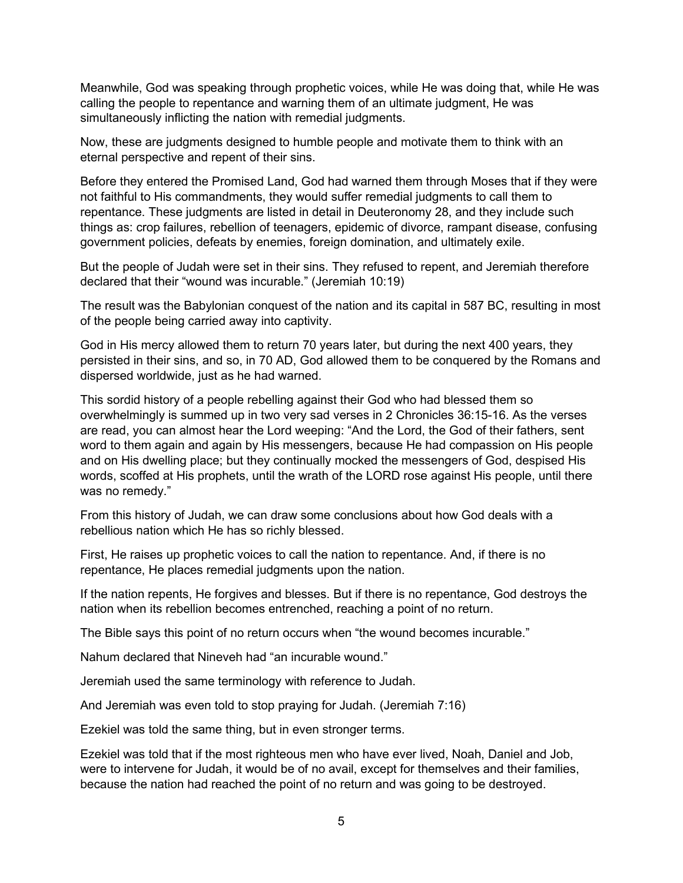Meanwhile, God was speaking through prophetic voices, while He was doing that, while He was calling the people to repentance and warning them of an ultimate judgment, He was simultaneously inflicting the nation with remedial judgments.

Now, these are judgments designed to humble people and motivate them to think with an eternal perspective and repent of their sins.

Before they entered the Promised Land, God had warned them through Moses that if they were not faithful to His commandments, they would suffer remedial judgments to call them to repentance. These judgments are listed in detail in Deuteronomy 28, and they include such things as: crop failures, rebellion of teenagers, epidemic of divorce, rampant disease, confusing government policies, defeats by enemies, foreign domination, and ultimately exile.

But the people of Judah were set in their sins. They refused to repent, and Jeremiah therefore declared that their “wound was incurable.” (Jeremiah 10:19)

The result was the Babylonian conquest of the nation and its capital in 587 BC, resulting in most of the people being carried away into captivity.

God in His mercy allowed them to return 70 years later, but during the next 400 years, they persisted in their sins, and so, in 70 AD, God allowed them to be conquered by the Romans and dispersed worldwide, just as he had warned.

This sordid history of a people rebelling against their God who had blessed them so overwhelmingly is summed up in two very sad verses in 2 Chronicles 36:15-16. As the verses are read, you can almost hear the Lord weeping: “And the Lord, the God of their fathers, sent word to them again and again by His messengers, because He had compassion on His people and on His dwelling place; but they continually mocked the messengers of God, despised His words, scoffed at His prophets, until the wrath of the LORD rose against His people, until there was no remedy.”

From this history of Judah, we can draw some conclusions about how God deals with a rebellious nation which He has so richly blessed.

First, He raises up prophetic voices to call the nation to repentance. And, if there is no repentance, He places remedial judgments upon the nation.

If the nation repents, He forgives and blesses. But if there is no repentance, God destroys the nation when its rebellion becomes entrenched, reaching a point of no return.

The Bible says this point of no return occurs when “the wound becomes incurable.”

Nahum declared that Nineveh had “an incurable wound.”

Jeremiah used the same terminology with reference to Judah.

And Jeremiah was even told to stop praying for Judah. (Jeremiah 7:16)

Ezekiel was told the same thing, but in even stronger terms.

Ezekiel was told that if the most righteous men who have ever lived, Noah, Daniel and Job, were to intervene for Judah, it would be of no avail, except for themselves and their families, because the nation had reached the point of no return and was going to be destroyed.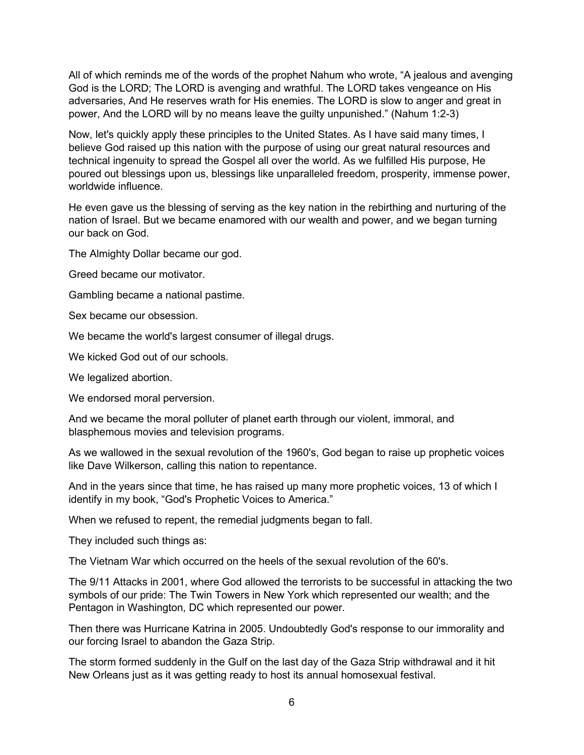All of which reminds me of the words of the prophet Nahum who wrote, “A jealous and avenging God is the LORD; The LORD is avenging and wrathful. The LORD takes vengeance on His adversaries, And He reserves wrath for His enemies. The LORD is slow to anger and great in power, And the LORD will by no means leave the guilty unpunished.” (Nahum 1:2-3)

Now, let's quickly apply these principles to the United States. As I have said many times, I believe God raised up this nation with the purpose of using our great natural resources and technical ingenuity to spread the Gospel all over the world. As we fulfilled His purpose, He poured out blessings upon us, blessings like unparalleled freedom, prosperity, immense power, worldwide influence.

He even gave us the blessing of serving as the key nation in the rebirthing and nurturing of the nation of Israel. But we became enamored with our wealth and power, and we began turning our back on God.

The Almighty Dollar became our god.

Greed became our motivator.

Gambling became a national pastime.

Sex became our obsession.

We became the world's largest consumer of illegal drugs.

We kicked God out of our schools.

We legalized abortion.

We endorsed moral perversion.

And we became the moral polluter of planet earth through our violent, immoral, and blasphemous movies and television programs.

As we wallowed in the sexual revolution of the 1960's, God began to raise up prophetic voices like Dave Wilkerson, calling this nation to repentance.

And in the years since that time, he has raised up many more prophetic voices, 13 of which I identify in my book, “God's Prophetic Voices to America.”

When we refused to repent, the remedial judgments began to fall.

They included such things as:

The Vietnam War which occurred on the heels of the sexual revolution of the 60's.

The 9/11 Attacks in 2001, where God allowed the terrorists to be successful in attacking the two symbols of our pride: The Twin Towers in New York which represented our wealth; and the Pentagon in Washington, DC which represented our power.

Then there was Hurricane Katrina in 2005. Undoubtedly God's response to our immorality and our forcing Israel to abandon the Gaza Strip.

The storm formed suddenly in the Gulf on the last day of the Gaza Strip withdrawal and it hit New Orleans just as it was getting ready to host its annual homosexual festival.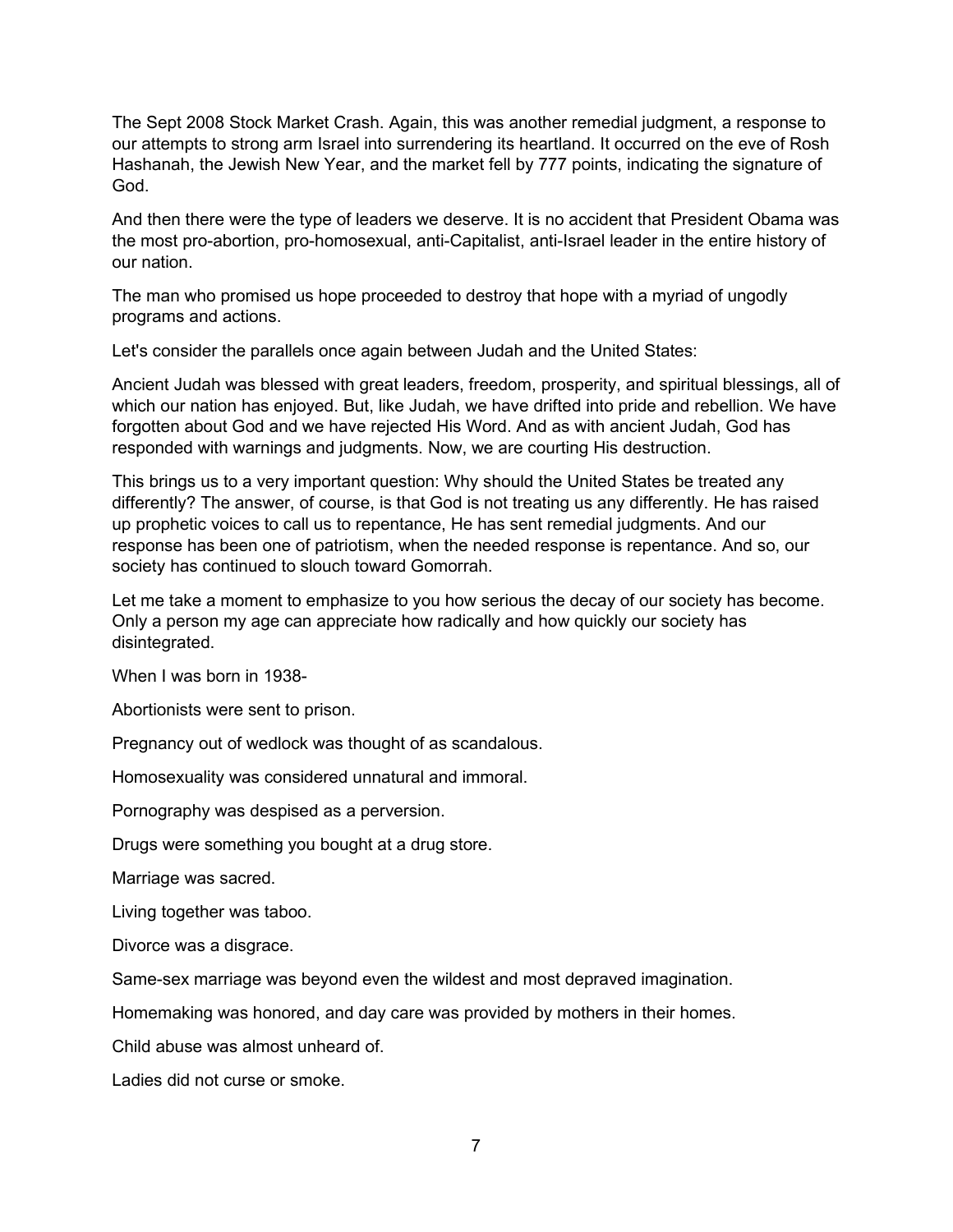The Sept 2008 Stock Market Crash. Again, this was another remedial judgment, a response to our attempts to strong arm Israel into surrendering its heartland. It occurred on the eve of Rosh Hashanah, the Jewish New Year, and the market fell by 777 points, indicating the signature of God.

And then there were the type of leaders we deserve. It is no accident that President Obama was the most pro-abortion, pro-homosexual, anti-Capitalist, anti-Israel leader in the entire history of our nation.

The man who promised us hope proceeded to destroy that hope with a myriad of ungodly programs and actions.

Let's consider the parallels once again between Judah and the United States:

Ancient Judah was blessed with great leaders, freedom, prosperity, and spiritual blessings, all of which our nation has enjoyed. But, like Judah, we have drifted into pride and rebellion. We have forgotten about God and we have rejected His Word. And as with ancient Judah, God has responded with warnings and judgments. Now, we are courting His destruction.

This brings us to a very important question: Why should the United States be treated any differently? The answer, of course, is that God is not treating us any differently. He has raised up prophetic voices to call us to repentance, He has sent remedial judgments. And our response has been one of patriotism, when the needed response is repentance. And so, our society has continued to slouch toward Gomorrah.

Let me take a moment to emphasize to you how serious the decay of our society has become. Only a person my age can appreciate how radically and how quickly our society has disintegrated.

When I was born in 1938-

Abortionists were sent to prison.

Pregnancy out of wedlock was thought of as scandalous.

Homosexuality was considered unnatural and immoral.

Pornography was despised as a perversion.

Drugs were something you bought at a drug store.

Marriage was sacred.

Living together was taboo.

Divorce was a disgrace.

Same-sex marriage was beyond even the wildest and most depraved imagination.

Homemaking was honored, and day care was provided by mothers in their homes.

Child abuse was almost unheard of.

Ladies did not curse or smoke.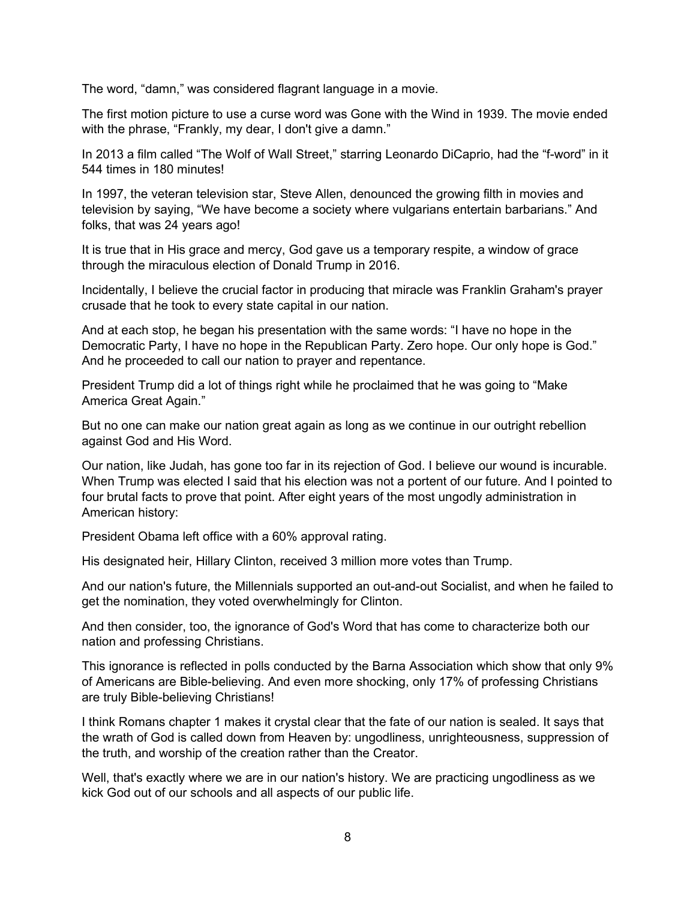The word, “damn,” was considered flagrant language in a movie.

The first motion picture to use a curse word was Gone with the Wind in 1939. The movie ended with the phrase, “Frankly, my dear, I don't give a damn.”

In 2013 a film called “The Wolf of Wall Street,” starring Leonardo DiCaprio, had the “f-word” in it 544 times in 180 minutes!

In 1997, the veteran television star, Steve Allen, denounced the growing filth in movies and television by saying, “We have become a society where vulgarians entertain barbarians.” And folks, that was 24 years ago!

It is true that in His grace and mercy, God gave us a temporary respite, a window of grace through the miraculous election of Donald Trump in 2016.

Incidentally, I believe the crucial factor in producing that miracle was Franklin Graham's prayer crusade that he took to every state capital in our nation.

And at each stop, he began his presentation with the same words: “I have no hope in the Democratic Party, I have no hope in the Republican Party. Zero hope. Our only hope is God.” And he proceeded to call our nation to prayer and repentance.

President Trump did a lot of things right while he proclaimed that he was going to “Make America Great Again.”

But no one can make our nation great again as long as we continue in our outright rebellion against God and His Word.

Our nation, like Judah, has gone too far in its rejection of God. I believe our wound is incurable. When Trump was elected I said that his election was not a portent of our future. And I pointed to four brutal facts to prove that point. After eight years of the most ungodly administration in American history:

President Obama left office with a 60% approval rating.

His designated heir, Hillary Clinton, received 3 million more votes than Trump.

And our nation's future, the Millennials supported an out-and-out Socialist, and when he failed to get the nomination, they voted overwhelmingly for Clinton.

And then consider, too, the ignorance of God's Word that has come to characterize both our nation and professing Christians.

This ignorance is reflected in polls conducted by the Barna Association which show that only 9% of Americans are Bible-believing. And even more shocking, only 17% of professing Christians are truly Bible-believing Christians!

I think Romans chapter 1 makes it crystal clear that the fate of our nation is sealed. It says that the wrath of God is called down from Heaven by: ungodliness, unrighteousness, suppression of the truth, and worship of the creation rather than the Creator.

Well, that's exactly where we are in our nation's history. We are practicing ungodliness as we kick God out of our schools and all aspects of our public life.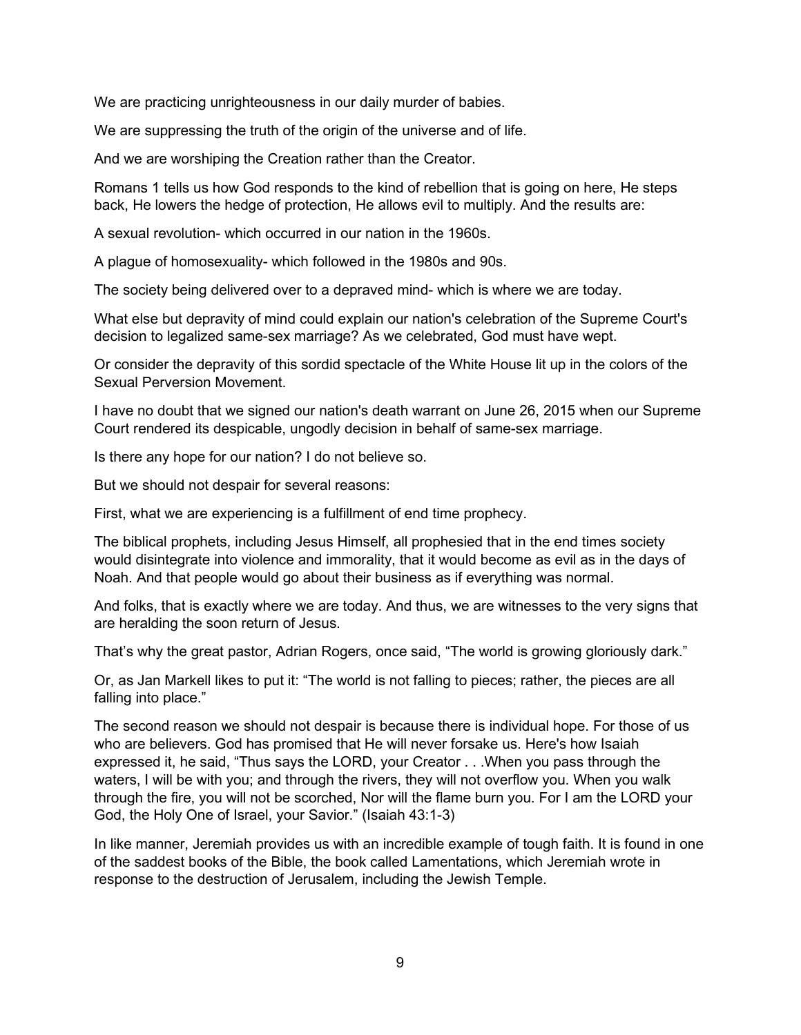We are practicing unrighteousness in our daily murder of babies.

We are suppressing the truth of the origin of the universe and of life.

And we are worshiping the Creation rather than the Creator.

Romans 1 tells us how God responds to the kind of rebellion that is going on here, He steps back, He lowers the hedge of protection, He allows evil to multiply. And the results are:

A sexual revolution- which occurred in our nation in the 1960s.

A plague of homosexuality- which followed in the 1980s and 90s.

The society being delivered over to a depraved mind- which is where we are today.

What else but depravity of mind could explain our nation's celebration of the Supreme Court's decision to legalized same-sex marriage? As we celebrated, God must have wept.

Or consider the depravity of this sordid spectacle of the White House lit up in the colors of the Sexual Perversion Movement.

I have no doubt that we signed our nation's death warrant on June 26, 2015 when our Supreme Court rendered its despicable, ungodly decision in behalf of same-sex marriage.

Is there any hope for our nation? I do not believe so.

But we should not despair for several reasons:

First, what we are experiencing is a fulfillment of end time prophecy.

The biblical prophets, including Jesus Himself, all prophesied that in the end times society would disintegrate into violence and immorality, that it would become as evil as in the days of Noah. And that people would go about their business as if everything was normal.

And folks, that is exactly where we are today. And thus, we are witnesses to the very signs that are heralding the soon return of Jesus.

That's why the great pastor, Adrian Rogers, once said, "The world is growing gloriously dark."

Or, as Jan Markell likes to put it: "The world is not falling to pieces; rather, the pieces are all falling into place."

The second reason we should not despair is because there is individual hope. For those of us who are believers. God has promised that He will never forsake us. Here's how Isaiah expressed it, he said, "Thus says the LORD, your Creator . . .When you pass through the waters, I will be with you; and through the rivers, they will not overflow you. When you walk through the fire, you will not be scorched, Nor will the flame burn you. For I am the LORD your God, the Holy One of Israel, your Savior." (Isaiah 43:1-3)

In like manner, Jeremiah provides us with an incredible example of tough faith. It is found in one of the saddest books of the Bible, the book called Lamentations, which Jeremiah wrote in response to the destruction of Jerusalem, including the Jewish Temple.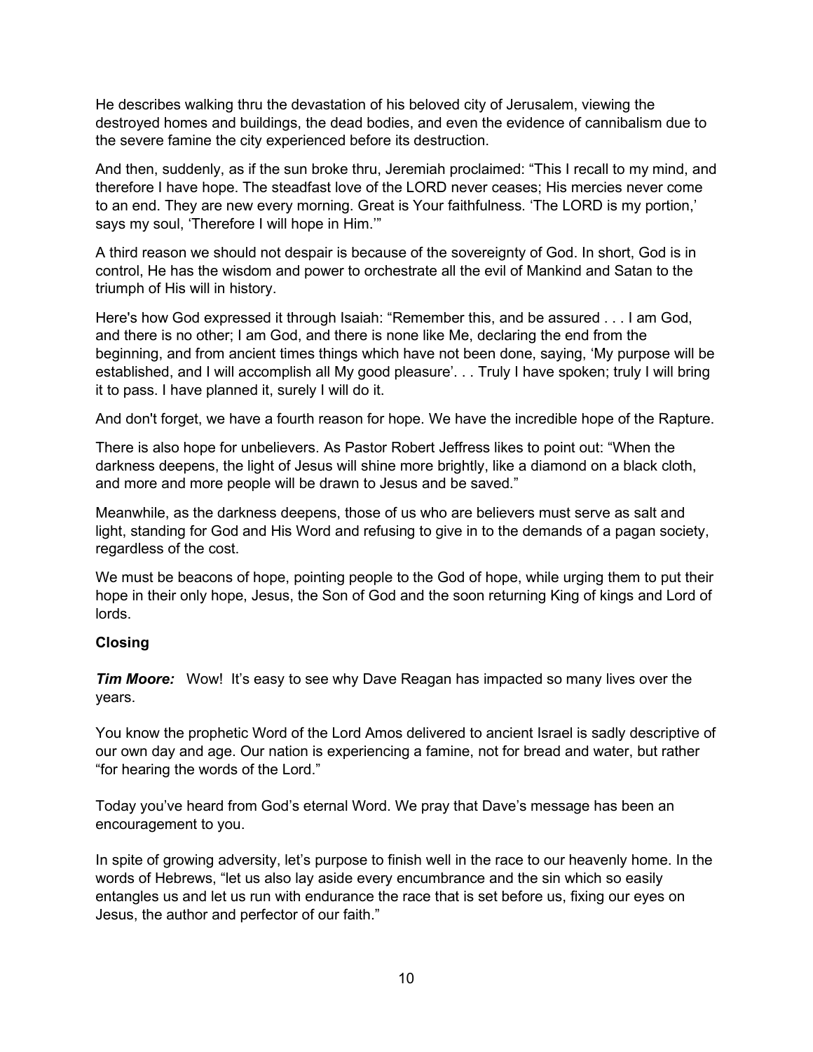He describes walking thru the devastation of his beloved city of Jerusalem, viewing the destroyed homes and buildings, the dead bodies, and even the evidence of cannibalism due to the severe famine the city experienced before its destruction.

And then, suddenly, as if the sun broke thru, Jeremiah proclaimed: "This I recall to my mind, and therefore I have hope. The steadfast love of the LORD never ceases; His mercies never come to an end. They are new every morning. Great is Your faithfulness. 'The LORD is my portion,' says my soul, 'Therefore I will hope in Him.'"

A third reason we should not despair is because of the sovereignty of God. In short, God is in control, He has the wisdom and power to orchestrate all the evil of Mankind and Satan to the triumph of His will in history.

Here's how God expressed it through Isaiah: "Remember this, and be assured . . . I am God, and there is no other; I am God, and there is none like Me, declaring the end from the beginning, and from ancient times things which have not been done, saying, 'My purpose will be established, and I will accomplish all My good pleasure'. . . Truly I have spoken; truly I will bring it to pass. I have planned it, surely I will do it.

And don't forget, we have a fourth reason for hope. We have the incredible hope of the Rapture.

There is also hope for unbelievers. As Pastor Robert Jeffress likes to point out: "When the darkness deepens, the light of Jesus will shine more brightly, like a diamond on a black cloth, and more and more people will be drawn to Jesus and be saved."

Meanwhile, as the darkness deepens, those of us who are believers must serve as salt and light, standing for God and His Word and refusing to give in to the demands of a pagan society, regardless of the cost.

We must be beacons of hope, pointing people to the God of hope, while urging them to put their hope in their only hope, Jesus, the Son of God and the soon returning King of kings and Lord of lords.

**Closing**

***Tim Moore:*** Wow! It's easy to see why Dave Reagan has impacted so many lives over the years.

You know the prophetic Word of the Lord Amos delivered to ancient Israel is sadly descriptive of our own day and age. Our nation is experiencing a famine, not for bread and water, but rather "for hearing the words of the Lord."

Today you've heard from God's eternal Word. We pray that Dave's message has been an encouragement to you.

In spite of growing adversity, let's purpose to finish well in the race to our heavenly home. In the words of Hebrews, "let us also lay aside every encumbrance and the sin which so easily entangles us and let us run with endurance the race that is set before us, fixing our eyes on Jesus, the author and perfector of our faith."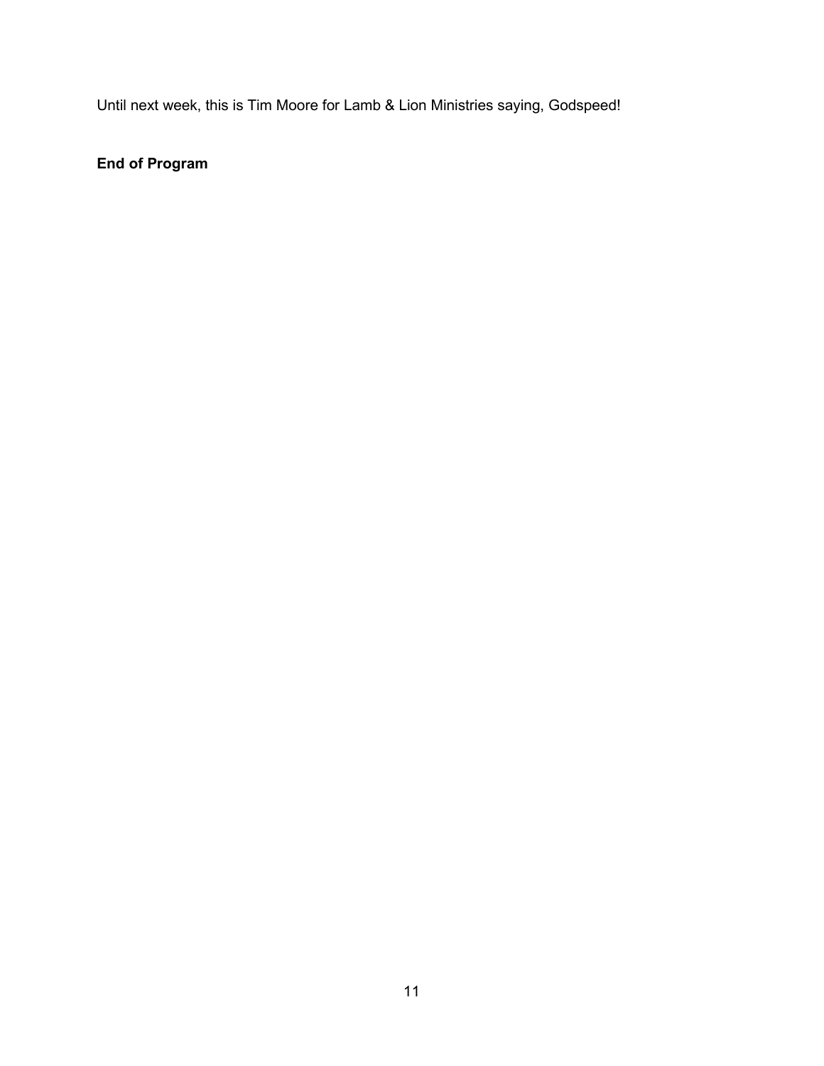Until next week, this is Tim Moore for Lamb & Lion Ministries saying, Godspeed!

**End of Program**